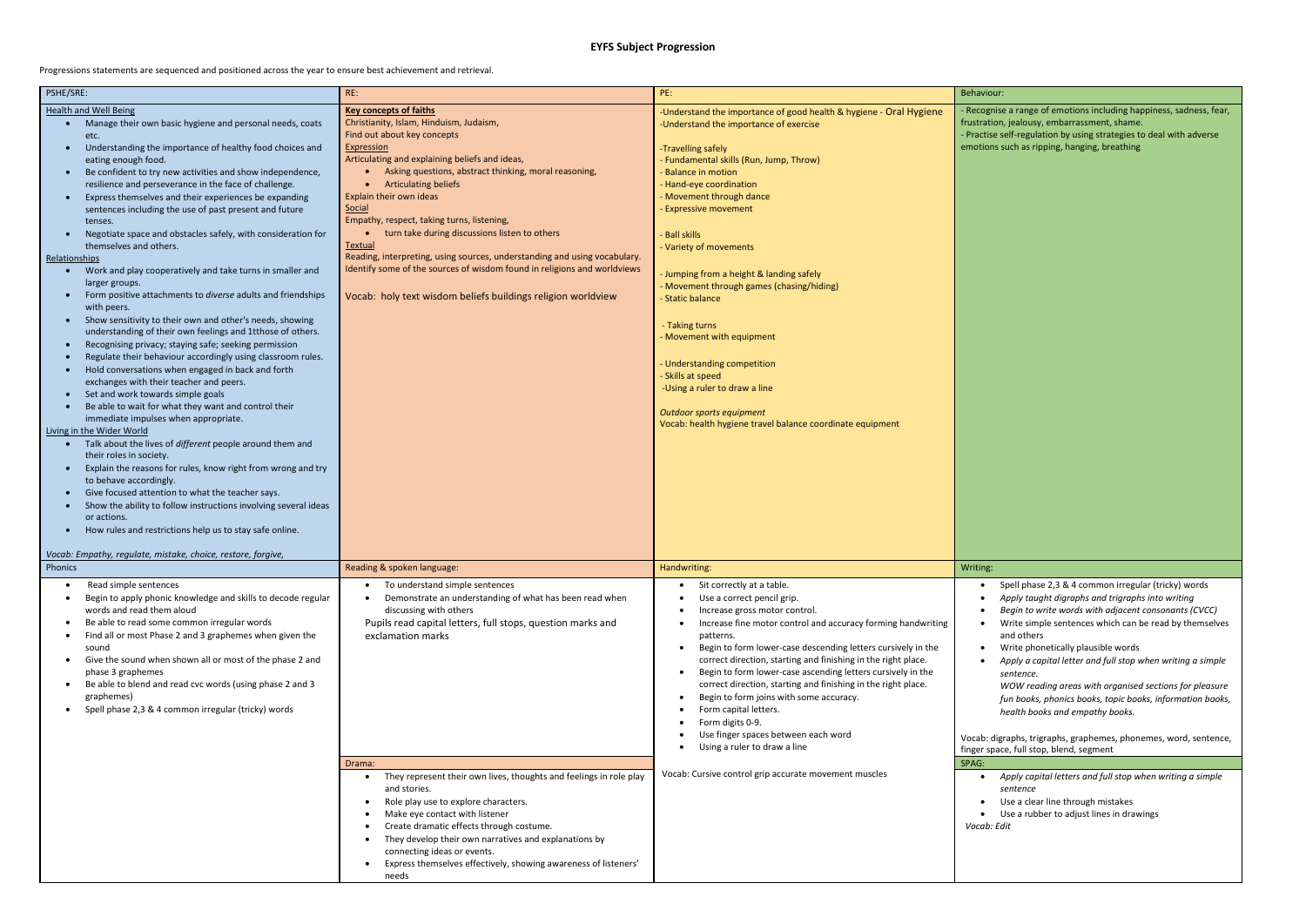# EYFS Subject Progression

Progressions statements are sequenced and positioned across the year to ensure best achievement and retrieval.

## PSHE/SRE:

Health and Well Being

- Manage their own basic hygiene and personal needs, coats etc.
- Understanding the importance of healthy food choices and eating enough food.
- Be confident to try new activities and show independence, resilience and perseverance in the face of challenge.
- Express themselves and their experiences be expanding sentences including the use of past present and future tenses.
- Negotiate space and obstacles safely, with consideration for themselves and others.

Relationships

- Work and play cooperatively and take turns in smaller and larger groups.
- Form positive attachments to *diverse* adults and friendships with peers.
- Show sensitivity to their own and other's needs, showing understanding of their own feelings and 1tthose of others.
- Recognising privacy; staying safe; seeking permission
- Regulate their behaviour accordingly using classroom rules.
- Hold conversations when engaged in back and forth exchanges with their teacher and peers.
- Set and work towards simple goals
- Be able to wait for what they want and control their immediate impulses when appropriate.

Living in the Wider World

- Talk about the lives of *different* people around them and their roles in society.
- Explain the reasons for rules, know right from wrong and try to behave accordingly.
- Give focused attention to what the teacher says.
- Show the ability to follow instructions involving several ideas or actions.
- How rules and restrictions help us to stay safe online.

*Vocab: Empathy, regulate, mistake, choice, restore, forgive,*

## RE:

**Key concepts of faiths**

Christianity, Islam, Hinduism, Judaism,

Find out about key concepts

Expression

Articulating and explaining beliefs and ideas,

- Asking questions, abstract thinking, moral reasoning,
- Articulating beliefs

Explain their own ideas

Social

Empathy, respect, taking turns, listening,

- turn take during discussions listen to others

Textual

Reading, interpreting, using sources, understanding and using vocabulary.

Identify some of the sources of wisdom found in religions and worldviews

Vocab: holy text wisdom beliefs buildings religion worldview

## PE:

-Understand the importance of good health & hygiene - Oral Hygiene

-Understand the importance of exercise

-Travelling safely

- Fundamental skills (Run, Jump, Throw)
- Balance in motion
- Hand-eye coordination
- Movement through dance
- Expressive movement

- Ball skills
- Variety of movements

- Jumping from a height & landing safely
- Movement through games (chasing/hiding)
- Static balance

- Taking turns
- Movement with equipment

- Understanding competition
- Skills at speed

-Using a ruler to draw a line

*Outdoor sports equipment*

Vocab: health hygiene travel balance coordinate equipment

## Behaviour:

- Recognise a range of emotions including happiness, sadness, fear, frustration, jealousy, embarrassment, shame.
- Practise self-regulation by using strategies to deal with adverse emotions such as ripping, hanging, breathing

## Phonics

- Read simple sentences
- Begin to apply phonic knowledge and skills to decode regular words and read them aloud
- Be able to read some common irregular words
- Find all or most Phase 2 and 3 graphemes when given the sound
- Give the sound when shown all or most of the phase 2 and phase 3 graphemes
- Be able to blend and read cvc words (using phase 2 and 3 graphemes)
- Spell phase 2,3 & 4 common irregular (tricky) words

## Reading & spoken language:

- To understand simple sentences
- Demonstrate an understanding of what has been read when discussing with others

Pupils read capital letters, full stops, question marks and exclamation marks

## Drama:

- They represent their own lives, thoughts and feelings in role play and stories.
- Role play use to explore characters.
- Make eye contact with listener
- Create dramatic effects through costume.
- They develop their own narratives and explanations by connecting ideas or events.
- Express themselves effectively, showing awareness of listeners' needs

## Handwriting:

- Sit correctly at a table.
- Use a correct pencil grip.
- Increase gross motor control.
- Increase fine motor control and accuracy forming handwriting patterns.
- Begin to form lower-case descending letters cursively in the correct direction, starting and finishing in the right place.
- Begin to form lower-case ascending letters cursively in the correct direction, starting and finishing in the right place.
- Begin to form joins with some accuracy.
- Form capital letters.
- Form digits 0-9.
- Use finger spaces between each word
- Using a ruler to draw a line

Vocab: Cursive control grip accurate movement muscles

## Writing:

- Spell phase 2,3 & 4 common irregular (tricky) words
- *Apply taught digraphs and trigraphs into writing*
- *Begin to write words with adjacent consonants (CVCC)*
- Write simple sentences which can be read by themselves and others
- Write phonetically plausible words
- *Apply a capital letter and full stop when writing a simple sentence.*

  *WOW reading areas with organised sections for pleasure fun books, phonics books, topic books, information books, health books and empathy books.*

Vocab: digraphs, trigraphs, graphemes, phonemes, word, sentence, finger space, full stop, blend, segment

## SPAG:

- *Apply capital letters and full stop when writing a simple sentence*
- Use a clear line through mistakes
- Use a rubber to adjust lines in drawings

*Vocab: Edit*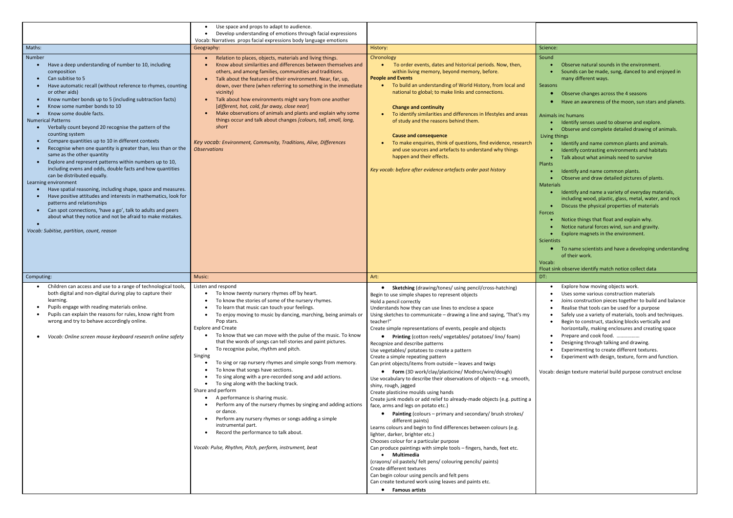| | • Use space and props to adapt to audience.<br>• Develop understanding of emotions through facial expressions<br>Vocab: Narratives props facial expressions body language emotions | | |
|---|---|---|---|
| Maths: | Geography: | History: | Science: |
| Number<br>• Have a deep understanding of number to 10, including composition<br>• Can subitise to 5<br>• Have automatic recall (without reference to rhymes, counting or other aids)<br>• Know number bonds up to 5 (including subtraction facts)<br>• Know some number bonds to 10<br>• Know some double facts.<br>Numerical Patterns<br>• Verbally count beyond 20 recognise the pattern of the counting system<br>• Compare quantities up to 10 in different contexts<br>• Recognise when one quantity is greater than, less than or the same as the other quantity<br>• Explore and represent patterns within numbers up to 10, including evens and odds, double facts and how quantities can be distributed equally.<br>Learning environment<br>• Have spatial reasoning, including shape, space and measures.<br>• Have positive attitudes and interests in mathematics, look for patterns and relationships<br>• Can spot connections, 'have a go', talk to adults and peers about what they notice and not be afraid to make mistakes.<br>•<br>*Vocab: Subitise, partition, count, reason* | • Relation to places, objects, materials and living things.<br>• Know about similarities and differences between themselves and others, and among families, communities and traditions.<br>• Talk about the features of their environment. Near, far, up, down, over there (when referring to something in the immediate vicinity)<br>• Talk about how environments might vary from one another [*different, hot, cold, far away, close near*]<br>• Make observations of animals and plants and explain why some things occur and talk about changes *[colours, tall, small, long, short*<br><br>*Key vocab: Environment, Community, Traditions, Alive, Differences Observations* | Chronology<br>• To order events, dates and historical periods. Now, then, within living memory, beyond memory, before.<br>**People and Events**<br>• To build an understanding of World History, from local and national to global; to make links and connections.<br><br>**Change and continuity**<br>• To identify similarities and differences in lifestyles and areas of study and the reasons behind them.<br><br>**Cause and consequence**<br>• To make enquiries, think of questions, find evidence, research and use sources and artefacts to understand why things happen and their effects.<br><br>*Key vocab: before after evidence artefacts order past history* | Sound<br>• Observe natural sounds in the environment.<br>• Sounds can be made, sung, danced to and enjoyed in many different ways.<br>Seasons<br>• Observe changes across the 4 seasons<br>• Have an awareness of the moon, sun stars and planets.<br><br>Animals inc humans<br>• Identify senses used to observe and explore.<br>• Observe and complete detailed drawing of animals.<br>Living things<br>• Identify and name common plants and animals.<br>• Identify contrasting environments and habitats<br>• Talk about what animals need to survive<br>Plants<br>• Identify and name common plants.<br>• Observe and draw detailed pictures of plants.<br>Materials<br>• Identify and name a variety of everyday materials, including wood, plastic, glass, metal, water, and rock<br>• Discuss the physical properties of materials<br>Forces<br>• Notice things that float and explain why.<br>• Notice natural forces wind, sun and gravity.<br>• Explore magnets in the environment.<br>Scientists<br>• To name scientists and have a developing understanding of their work.<br><br>Vocab:<br>Float sink observe identify match notice collect data |
| Computing: | Music: | Art: | DT: |
| • Children can access and use to a range of technological tools, both digital and non-digital during play to capture their learning.<br>• Pupils engage with reading materials online.<br>• Pupils can explain the reasons for rules, know right from wrong and try to behave accordingly online.<br><br>• *Vocab: Online screen mouse keyboard research online safety* | Listen and respond<br>• To know *twenty* nursery rhymes off by heart.<br>• To know the stories of some of the nursery rhymes.<br>• To learn that music can touch your feelings.<br>• To enjoy moving to music by dancing, marching, being animals or Pop stars.<br>Explore and Create<br>• To know that we can move with the pulse of the music. To know that the words of songs can tell stories and paint pictures.<br>• To recognise pulse, rhythm and pitch.<br>Singing<br>• To sing or rap nursery rhymes and simple songs from memory.<br>• To know that songs have sections.<br>• To sing along with a pre-recorded song and add actions.<br>• To sing along with the backing track.<br>Share and perform<br>• A performance is sharing music.<br>• Perform any of the nursery rhymes by singing and adding actions or dance.<br>• Perform any nursery rhymes or songs adding a simple instrumental part.<br>• Record the performance to talk about.<br><br>*Vocab: Pulse, Rhythm, Pitch, perform, instrument, beat* | • **Sketching** (drawing/tones/ using pencil/cross-hatching)<br>Begin to use simple shapes to represent objects<br>Hold a pencil correctly<br>Understands how they can use lines to enclose a space<br>Using sketches to communicate – drawing a line and saying, 'That's my teacher!"<br>Create simple representations of events, people and objects<br>• **Printing** (cotton reels/ vegetables/ potatoes/ lino/ foam)<br>Recognize and describe patterns<br>Use vegetables/ potatoes to create a pattern<br>Create a simple repeating pattern<br>Can print objects/items from outside – leaves and twigs<br>• **Form** (3D work/clay/plasticine/ Modroc/wire/dough)<br>Use vocabulary to describe their observations of objects – e.g. smooth, shiny, rough, jagged<br>Create plasticine moulds using hands<br>Create junk models or add relief to already-made objects (e.g. putting a face, arms and legs on potato etc.)<br>• **Painting** (colours – primary and secondary/ brush strokes/ different paints)<br>Learns colours and begin to find differences between colours (e.g. lighter, darker, brighter etc.)<br>Chooses colour for a particular purpose<br>Can produce paintings with simple tools – fingers, hands, feet etc.<br>• **Multimedia**<br>(crayons/ oil pastels/ felt pens/ colouring pencils/ paints)<br>Create different textures<br>Can begin colour using pencils and felt pens<br>Can create textured work using leaves and paints etc.<br>• **Famous artists** | • Explore how moving objects work.<br>• Uses some various construction materials<br>• Joins construction pieces together to build and balance<br>• Realise that tools can be used for a purpose<br>• Safely use a variety of materials, tools and techniques.<br>• Begin to construct, stacking blocks vertically and horizontally, making enclosures and creating space<br>• Prepare and cook food. ………………<br>• Designing through talking and drawing.<br>• Experimenting to create different textures.<br>• Experiment with design, texture, form and function.<br><br>Vocab: design texture material build purpose construct enclose |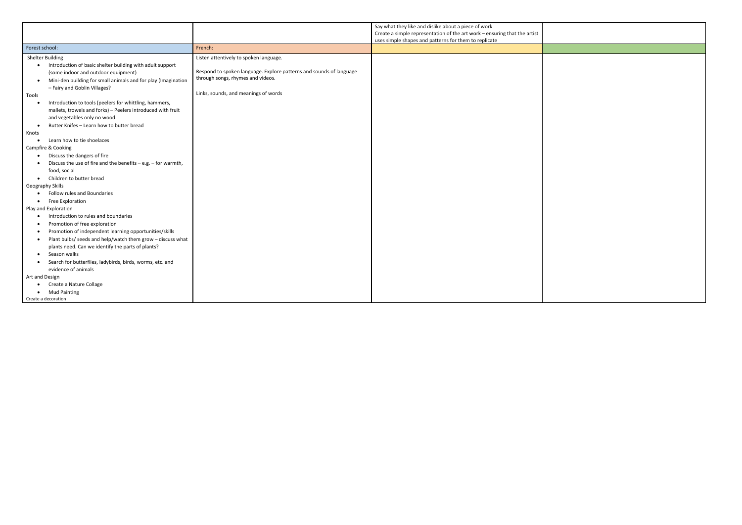| | | | |
|---|---|---|---|
| | | Say what they like and dislike about a piece of work<br>Create a simple representation of the art work – ensuring that the artist uses simple shapes and patterns for them to replicate | |
| Forest school: | French: | | |
| Shelter Building<br>• Introduction of basic shelter building with adult support (some indoor and outdoor equipment)<br>• Mini-den building for small animals and for play (Imagination – Fairy and Goblin Villages?<br>Tools<br>• Introduction to tools (peelers for whittling, hammers, mallets, trowels and forks) – Peelers introduced with fruit and vegetables only no wood.<br>• Butter Knifes – Learn how to butter bread<br>Knots<br>• Learn how to tie shoelaces<br>Campfire & Cooking<br>• Discuss the dangers of fire<br>• Discuss the use of fire and the benefits – e.g. – for warmth, food, social<br>• Children to butter bread<br>Geography Skills<br>• Follow rules and Boundaries<br>• Free Exploration<br>Play and Exploration<br>• Introduction to rules and boundaries<br>• Promotion of free exploration<br>• Promotion of independent learning opportunities/skills<br>• Plant bulbs/ seeds and help/watch them grow – discuss what plants need. Can we identify the parts of plants?<br>• Season walks<br>• Search for butterflies, ladybirds, birds, worms, etc. and evidence of animals<br>Art and Design<br>• Create a Nature Collage<br>• Mud Painting<br>Create a decoration | Listen attentively to spoken language.<br><br>Respond to spoken language. Explore patterns and sounds of language through songs, rhymes and videos.<br><br>Links, sounds, and meanings of words | | |